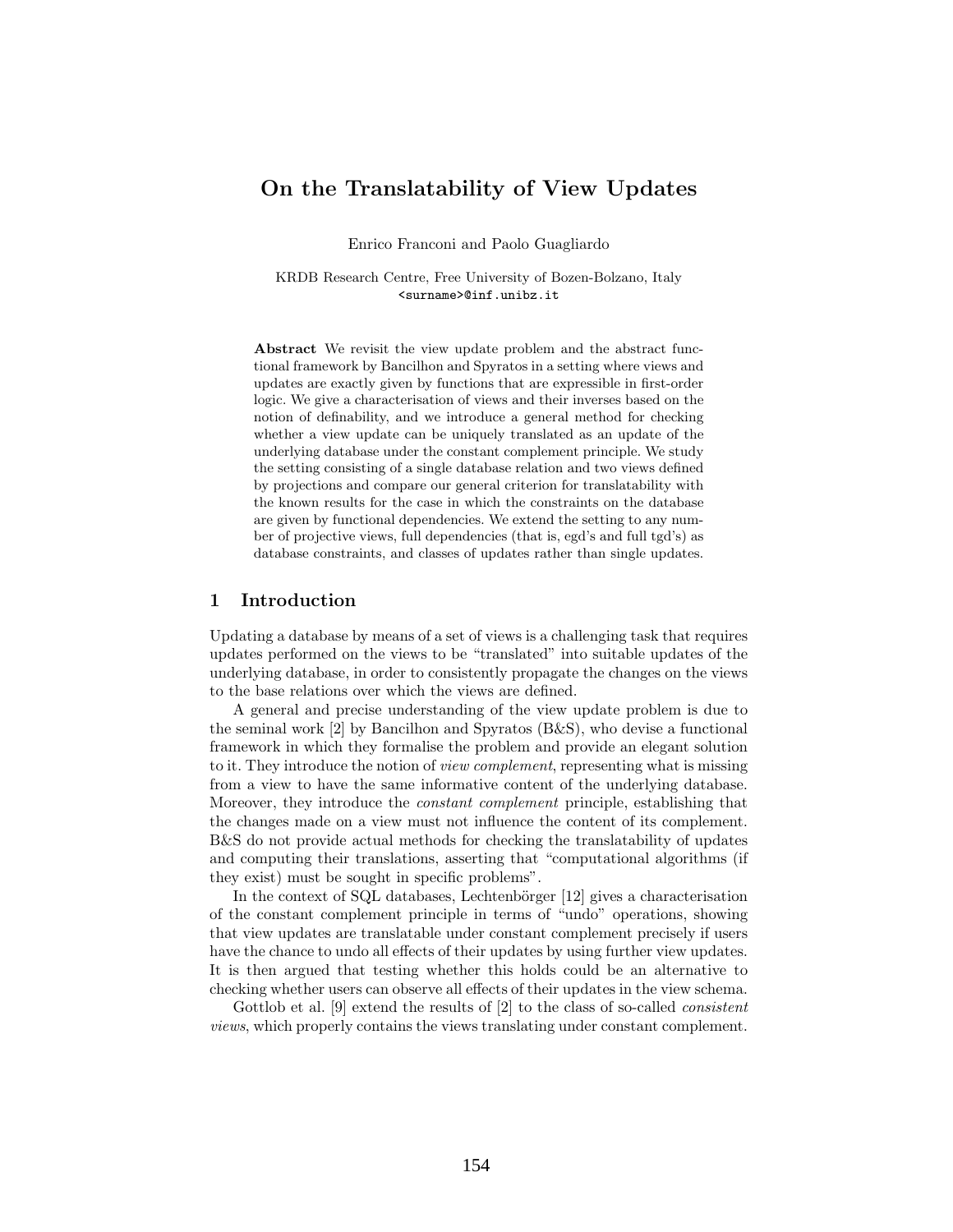# On the Translatability of View Updates

Enrico Franconi and Paolo Guagliardo

KRDB Research Centre, Free University of Bozen-Bolzano, Italy
<surname>@inf.unibz.it

**Abstract** We revisit the view update problem and the abstract functional framework by Bancilhon and Spyratos in a setting where views and updates are exactly given by functions that are expressible in first-order logic. We give a characterisation of views and their inverses based on the notion of definability, and we introduce a general method for checking whether a view update can be uniquely translated as an update of the underlying database under the constant complement principle. We study the setting consisting of a single database relation and two views defined by projections and compare our general criterion for translatability with the known results for the case in which the constraints on the database are given by functional dependencies. We extend the setting to any number of projective views, full dependencies (that is, egd's and full tgd's) as database constraints, and classes of updates rather than single updates.

## 1 Introduction

Updating a database by means of a set of views is a challenging task that requires updates performed on the views to be "translated" into suitable updates of the underlying database, in order to consistently propagate the changes on the views to the base relations over which the views are defined.

A general and precise understanding of the view update problem is due to the seminal work [2] by Bancilhon and Spyratos (B&S), who devise a functional framework in which they formalise the problem and provide an elegant solution to it. They introduce the notion of *view complement*, representing what is missing from a view to have the same informative content of the underlying database. Moreover, they introduce the *constant complement* principle, establishing that the changes made on a view must not influence the content of its complement. B&S do not provide actual methods for checking the translatability of updates and computing their translations, asserting that "computational algorithms (if they exist) must be sought in specific problems".

In the context of SQL databases, Lechtenbörger [12] gives a characterisation of the constant complement principle in terms of "undo" operations, showing that view updates are translatable under constant complement precisely if users have the chance to undo all effects of their updates by using further view updates. It is then argued that testing whether this holds could be an alternative to checking whether users can observe all effects of their updates in the view schema.

Gottlob et al. [9] extend the results of [2] to the class of so-called *consistent views*, which properly contains the views translating under constant complement.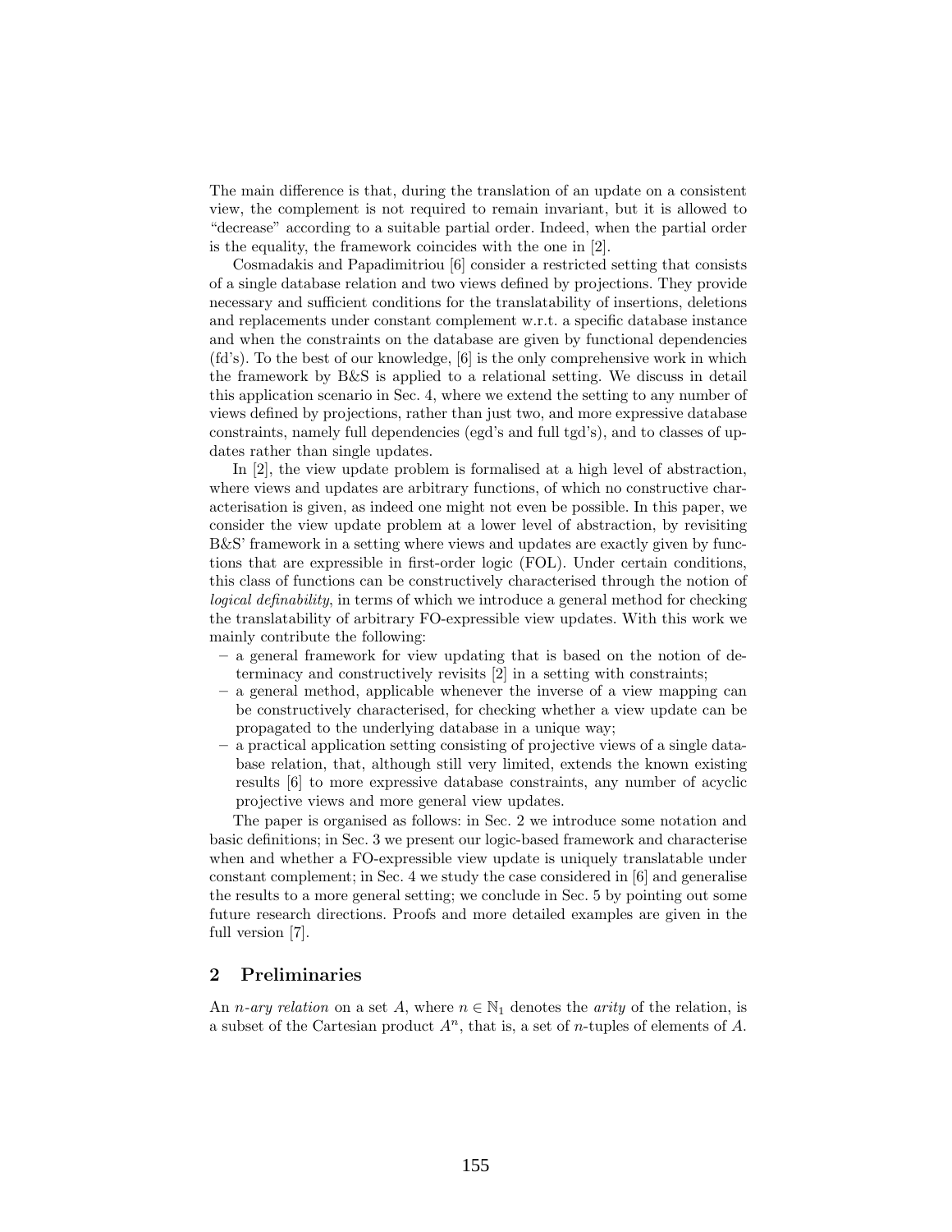The main difference is that, during the translation of an update on a consistent view, the complement is not required to remain invariant, but it is allowed to "decrease" according to a suitable partial order. Indeed, when the partial order is the equality, the framework coincides with the one in [2].

Cosmadakis and Papadimitriou [6] consider a restricted setting that consists of a single database relation and two views defined by projections. They provide necessary and sufficient conditions for the translatability of insertions, deletions and replacements under constant complement w.r.t. a specific database instance and when the constraints on the database are given by functional dependencies (fd's). To the best of our knowledge, [6] is the only comprehensive work in which the framework by B&S is applied to a relational setting. We discuss in detail this application scenario in Sec. 4, where we extend the setting to any number of views defined by projections, rather than just two, and more expressive database constraints, namely full dependencies (egd's and full tgd's), and to classes of updates rather than single updates.

In [2], the view update problem is formalised at a high level of abstraction, where views and updates are arbitrary functions, of which no constructive characterisation is given, as indeed one might not even be possible. In this paper, we consider the view update problem at a lower level of abstraction, by revisiting B&S' framework in a setting where views and updates are exactly given by functions that are expressible in first-order logic (FOL). Under certain conditions, this class of functions can be constructively characterised through the notion of *logical definability*, in terms of which we introduce a general method for checking the translatability of arbitrary FO-expressible view updates. With this work we mainly contribute the following:

- a general framework for view updating that is based on the notion of determinacy and constructively revisits [2] in a setting with constraints;
- a general method, applicable whenever the inverse of a view mapping can be constructively characterised, for checking whether a view update can be propagated to the underlying database in a unique way;
- a practical application setting consisting of projective views of a single database relation, that, although still very limited, extends the known existing results [6] to more expressive database constraints, any number of acyclic projective views and more general view updates.

The paper is organised as follows: in Sec. 2 we introduce some notation and basic definitions; in Sec. 3 we present our logic-based framework and characterise when and whether a FO-expressible view update is uniquely translatable under constant complement; in Sec. 4 we study the case considered in [6] and generalise the results to a more general setting; we conclude in Sec. 5 by pointing out some future research directions. Proofs and more detailed examples are given in the full version [7].

## 2 Preliminaries

An *n-ary relation* on a set $A$, where $n \in \mathbb{N}_1$ denotes the *arity* of the relation, is a subset of the Cartesian product $A^n$, that is, a set of $n$-tuples of elements of $A$.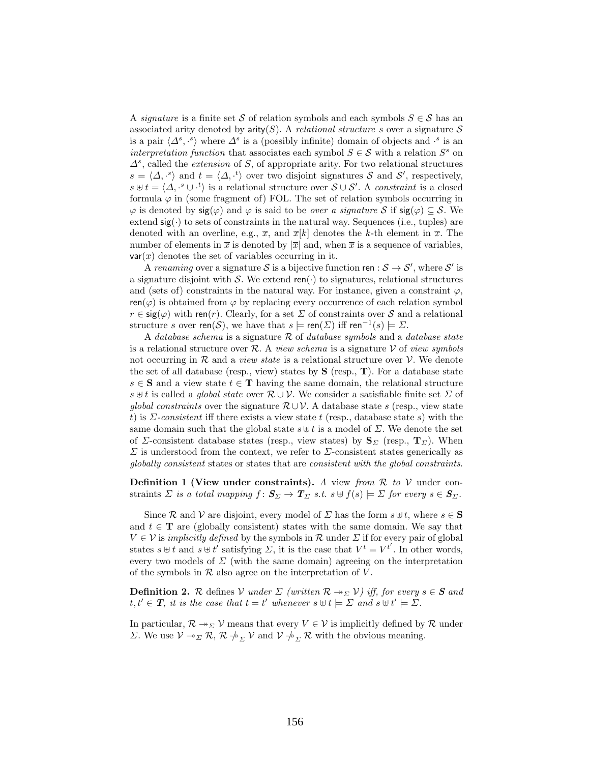A *signature* is a finite set $\mathcal{S}$ of relation symbols and each symbols $S \in \mathcal{S}$ has an associated arity denoted by $\mathsf{arity}(S)$. A *relational structure* $s$ over a signature $\mathcal{S}$ is a pair $\langle \Delta^s, \cdot^s \rangle$ where $\Delta^s$ is a (possibly infinite) domain of objects and $\cdot^s$ is an *interpretation function* that associates each symbol $S \in \mathcal{S}$ with a relation $S^s$ on $\Delta^s$, called the *extension* of $S$, of appropriate arity. For two relational structures $s = \langle \Delta, \cdot^s \rangle$ and $t = \langle \Delta, \cdot^t \rangle$ over two disjoint signatures $\mathcal{S}$ and $\mathcal{S}'$, respectively, $s \uplus t = \langle \Delta, \cdot^s \cup \cdot^t \rangle$ is a relational structure over $\mathcal{S} \cup \mathcal{S}'$. A *constraint* is a closed formula $\varphi$ in (some fragment of) FOL. The set of relation symbols occurring in $\varphi$ is denoted by $\mathsf{sig}(\varphi)$ and $\varphi$ is said to be *over a signature* $\mathcal{S}$ if $\mathsf{sig}(\varphi) \subseteq \mathcal{S}$. We extend $\mathsf{sig}(\cdot)$ to sets of constraints in the natural way. Sequences (i.e., tuples) are denoted with an overline, e.g., $\overline{x}$, and $\overline{x}[k]$ denotes the $k$-th element in $\overline{x}$. The number of elements in $\overline{x}$ is denoted by $|\overline{x}|$ and, when $\overline{x}$ is a sequence of variables, $\mathsf{var}(\overline{x})$ denotes the set of variables occurring in it.

A *renaming* over a signature $\mathcal{S}$ is a bijective function $\mathsf{ren} : \mathcal{S} \to \mathcal{S}'$, where $\mathcal{S}'$ is a signature disjoint with $\mathcal{S}$. We extend $\mathsf{ren}(\cdot)$ to signatures, relational structures and (sets of) constraints in the natural way. For instance, given a constraint $\varphi$, $\mathsf{ren}(\varphi)$ is obtained from $\varphi$ by replacing every occurrence of each relation symbol $r \in \mathsf{sig}(\varphi)$ with $\mathsf{ren}(r)$. Clearly, for a set $\Sigma$ of constraints over $\mathcal{S}$ and a relational structure $s$ over $\mathsf{ren}(\mathcal{S})$, we have that $s \models \mathsf{ren}(\Sigma)$ iff $\mathsf{ren}^{-1}(s) \models \Sigma$.

A *database schema* is a signature $\mathcal{R}$ of *database symbols* and a *database state* is a relational structure over $\mathcal{R}$. A *view schema* is a signature $\mathcal{V}$ of *view symbols* not occurring in $\mathcal{R}$ and a *view state* is a relational structure over $\mathcal{V}$. We denote the set of all database (resp., view) states by $\mathbf{S}$ (resp., $\mathbf{T}$). For a database state $s \in \mathbf{S}$ and a view state $t \in \mathbf{T}$ having the same domain, the relational structure $s \uplus t$ is called a *global state* over $\mathcal{R} \cup \mathcal{V}$. We consider a satisfiable finite set $\Sigma$ of *global constraints* over the signature $\mathcal{R} \cup \mathcal{V}$. A database state $s$ (resp., view state $t$) is $\Sigma$*-consistent* iff there exists a view state $t$ (resp., database state $s$) with the same domain such that the global state $s \uplus t$ is a model of $\Sigma$. We denote the set of $\Sigma$-consistent database states (resp., view states) by $\mathbf{S}_\Sigma$ (resp., $\mathbf{T}_\Sigma$). When $\Sigma$ is understood from the context, we refer to $\Sigma$-consistent states generically as *globally consistent* states or states that are *consistent with the global constraints*.

**Definition 1 (View under constraints).** *A* view *from* $\mathcal{R}$ *to* $\mathcal{V}$ *under constraints* $\Sigma$ *is a total mapping* $f \colon \boldsymbol{S}_\Sigma \to \boldsymbol{T}_\Sigma$ *s.t.* $s \uplus f(s) \models \Sigma$ *for every* $s \in \boldsymbol{S}_\Sigma$.

Since $\mathcal{R}$ and $\mathcal{V}$ are disjoint, every model of $\Sigma$ has the form $s \uplus t$, where $s \in \mathbf{S}$ and $t \in \mathbf{T}$ are (globally consistent) states with the same domain. We say that $V \in \mathcal{V}$ is *implicitly defined* by the symbols in $\mathcal{R}$ under $\Sigma$ if for every pair of global states $s \uplus t$ and $s \uplus t'$ satisfying $\Sigma$, it is the case that $V^t = V^{t'}$. In other words, every two models of $\Sigma$ (with the same domain) agreeing on the interpretation of the symbols in $\mathcal{R}$ also agree on the interpretation of $V$.

**Definition 2.** $\mathcal{R}$ *defines* $\mathcal{V}$ *under* $\Sigma$ *(written* $\mathcal{R} \twoheadrightarrow_\Sigma \mathcal{V}$*) iff, for every* $s \in \boldsymbol{S}$ *and* $t, t' \in \boldsymbol{T}$*, it is the case that* $t = t'$ *whenever* $s \uplus t \models \Sigma$ *and* $s \uplus t' \models \Sigma$.

In particular, $\mathcal{R} \twoheadrightarrow_\Sigma \mathcal{V}$ means that every $V \in \mathcal{V}$ is implicitly defined by $\mathcal{R}$ under $\Sigma$. We use $\mathcal{V} \twoheadrightarrow_\Sigma \mathcal{R}$, $\mathcal{R} \not\twoheadrightarrow_\Sigma \mathcal{V}$ and $\mathcal{V} \not\twoheadrightarrow_\Sigma \mathcal{R}$ with the obvious meaning.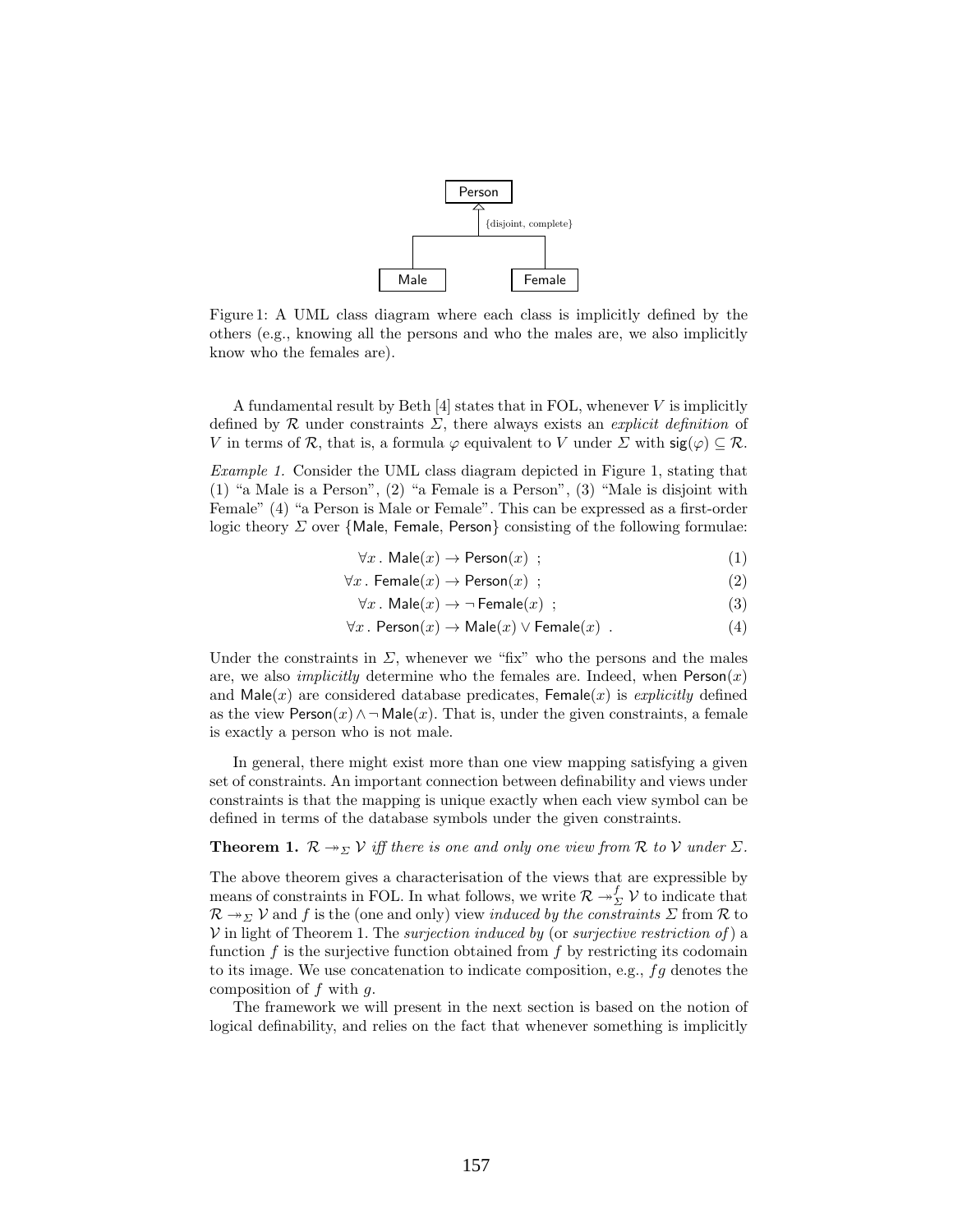Figure 1: A UML class diagram where each class is implicitly defined by the others (e.g., knowing all the persons and who the males are, we also implicitly know who the females are).

A fundamental result by Beth [4] states that in FOL, whenever $V$ is implicitly defined by $\mathcal{R}$ under constraints $\Sigma$, there always exists an *explicit definition* of $V$ in terms of $\mathcal{R}$, that is, a formula $\varphi$ equivalent to $V$ under $\Sigma$ with $\mathsf{sig}(\varphi) \subseteq \mathcal{R}$.

*Example 1.* Consider the UML class diagram depicted in Figure 1, stating that (1) "a Male is a Person", (2) "a Female is a Person", (3) "Male is disjoint with Female" (4) "a Person is Male or Female". This can be expressed as a first-order logic theory $\Sigma$ over {Male, Female, Person} consisting of the following formulae:

$$\forall x \,.\, \mathsf{Male}(x) \rightarrow \mathsf{Person}(x) \;; \tag{1}$$

$$\forall x \,.\, \mathsf{Female}(x) \rightarrow \mathsf{Person}(x) \;; \tag{2}$$

$$\forall x \,.\, \mathsf{Male}(x) \rightarrow \neg\, \mathsf{Female}(x) \;; \tag{3}$$

$$\forall x \,.\, \mathsf{Person}(x) \rightarrow \mathsf{Male}(x) \vee \mathsf{Female}(x) \;. \tag{4}$$

Under the constraints in $\Sigma$, whenever we "fix" who the persons and the males are, we also *implicitly* determine who the females are. Indeed, when $\mathsf{Person}(x)$ and $\mathsf{Male}(x)$ are considered database predicates, $\mathsf{Female}(x)$ is *explicitly* defined as the view $\mathsf{Person}(x) \wedge \neg\, \mathsf{Male}(x)$. That is, under the given constraints, a female is exactly a person who is not male.

In general, there might exist more than one view mapping satisfying a given set of constraints. An important connection between definability and views under constraints is that the mapping is unique exactly when each view symbol can be defined in terms of the database symbols under the given constraints.

**Theorem 1.** *$\mathcal{R} \twoheadrightarrow_{\Sigma} \mathcal{V}$ iff there is one and only one view from $\mathcal{R}$ to $\mathcal{V}$ under $\Sigma$.*

The above theorem gives a characterisation of the views that are expressible by means of constraints in FOL. In what follows, we write $\mathcal{R} \twoheadrightarrow_{\Sigma}^{f} \mathcal{V}$ to indicate that $\mathcal{R} \twoheadrightarrow_{\Sigma} \mathcal{V}$ and $f$ is the (one and only) view *induced by the constraints $\Sigma$* from $\mathcal{R}$ to $\mathcal{V}$ in light of Theorem 1. The *surjection induced by* (or *surjective restriction of*) a function $f$ is the surjective function obtained from $f$ by restricting its codomain to its image. We use concatenation to indicate composition, e.g., $fg$ denotes the composition of $f$ with $g$.

The framework we will present in the next section is based on the notion of logical definability, and relies on the fact that whenever something is implicitly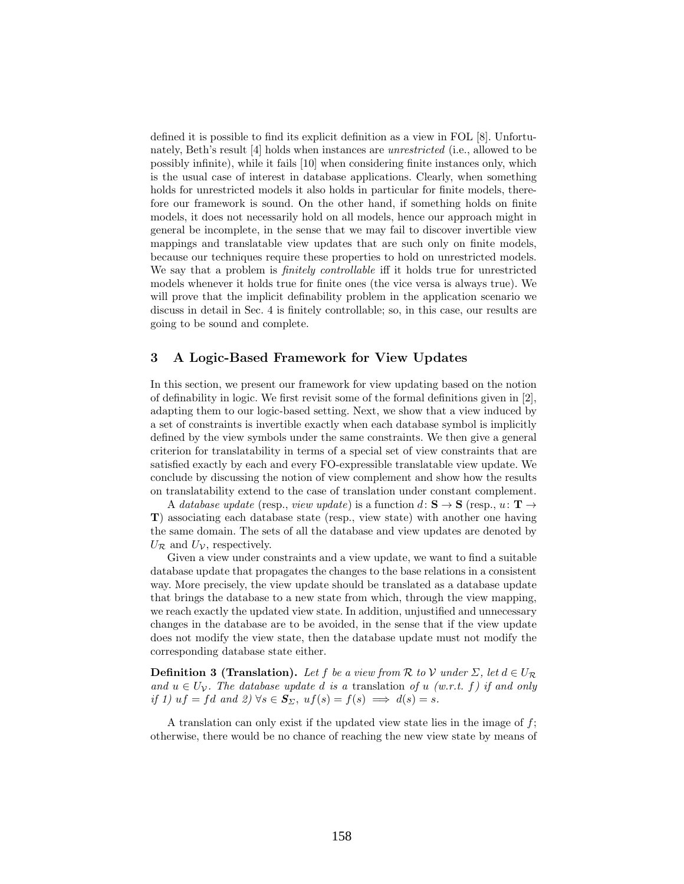defined it is possible to find its explicit definition as a view in FOL [8]. Unfortunately, Beth's result [4] holds when instances are *unrestricted* (i.e., allowed to be possibly infinite), while it fails [10] when considering finite instances only, which is the usual case of interest in database applications. Clearly, when something holds for unrestricted models it also holds in particular for finite models, therefore our framework is sound. On the other hand, if something holds on finite models, it does not necessarily hold on all models, hence our approach might in general be incomplete, in the sense that we may fail to discover invertible view mappings and translatable view updates that are such only on finite models, because our techniques require these properties to hold on unrestricted models. We say that a problem is *finitely controllable* iff it holds true for unrestricted models whenever it holds true for finite ones (the vice versa is always true). We will prove that the implicit definability problem in the application scenario we discuss in detail in Sec. 4 is finitely controllable; so, in this case, our results are going to be sound and complete.

## 3 A Logic-Based Framework for View Updates

In this section, we present our framework for view updating based on the notion of definability in logic. We first revisit some of the formal definitions given in [2], adapting them to our logic-based setting. Next, we show that a view induced by a set of constraints is invertible exactly when each database symbol is implicitly defined by the view symbols under the same constraints. We then give a general criterion for translatability in terms of a special set of view constraints that are satisfied exactly by each and every FO-expressible translatable view update. We conclude by discussing the notion of view complement and show how the results on translatability extend to the case of translation under constant complement.

A *database update* (resp., *view update*) is a function $d\colon \mathbf{S} \to \mathbf{S}$ (resp., $u\colon \mathbf{T} \to \mathbf{T}$) associating each database state (resp., view state) with another one having the same domain. The sets of all the database and view updates are denoted by $U_{\mathcal{R}}$ and $U_{\mathcal{V}}$, respectively.

Given a view under constraints and a view update, we want to find a suitable database update that propagates the changes to the base relations in a consistent way. More precisely, the view update should be translated as a database update that brings the database to a new state from which, through the view mapping, we reach exactly the updated view state. In addition, unjustified and unnecessary changes in the database are to be avoided, in the sense that if the view update does not modify the view state, then the database update must not modify the corresponding database state either.

**Definition 3 (Translation).** *Let $f$ be a view from $\mathcal{R}$ to $\mathcal{V}$ under $\Sigma$, let $d \in U_{\mathcal{R}}$ and $u \in U_{\mathcal{V}}$. The database update $d$ is a* translation *of $u$ (w.r.t. $f$) if and only if 1) $uf = fd$ and 2) $\forall s \in \boldsymbol{S}_{\Sigma}$, $uf(s) = f(s) \implies d(s) = s$.*

A translation can only exist if the updated view state lies in the image of $f$; otherwise, there would be no chance of reaching the new view state by means of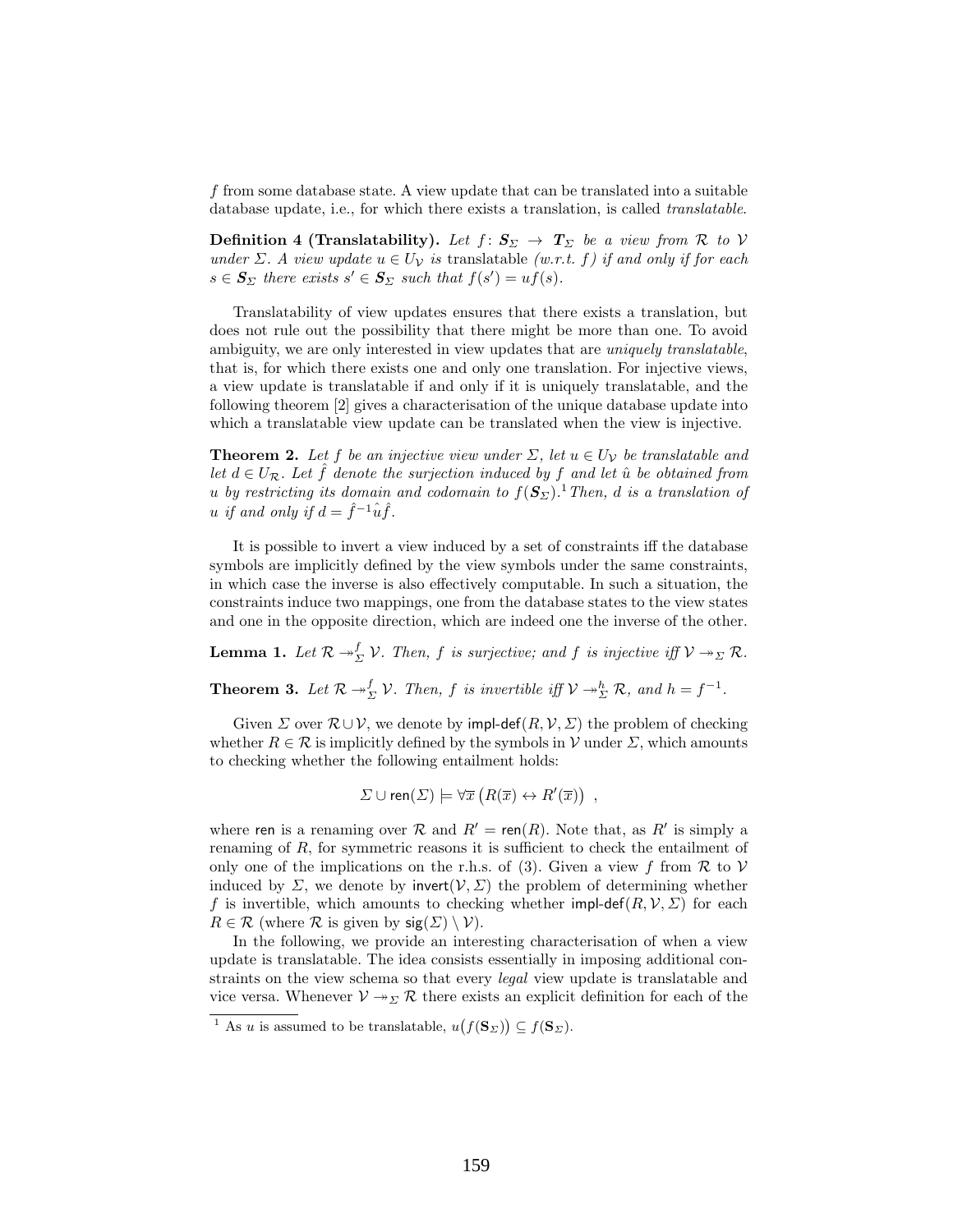$f$ from some database state. A view update that can be translated into a suitable database update, i.e., for which there exists a translation, is called *translatable*.

**Definition 4 (Translatability).** *Let $f\colon \boldsymbol{S}_\Sigma \to \boldsymbol{T}_\Sigma$ be a view from $\mathcal{R}$ to $\mathcal{V}$ under $\Sigma$. A view update $u \in U_\mathcal{V}$ is* translatable *(w.r.t. $f$) if and only if for each $s \in \boldsymbol{S}_\Sigma$ there exists $s' \in \boldsymbol{S}_\Sigma$ such that $f(s') = uf(s)$.*

Translatability of view updates ensures that there exists a translation, but does not rule out the possibility that there might be more than one. To avoid ambiguity, we are only interested in view updates that are *uniquely translatable*, that is, for which there exists one and only one translation. For injective views, a view update is translatable if and only if it is uniquely translatable, and the following theorem [2] gives a characterisation of the unique database update into which a translatable view update can be translated when the view is injective.

**Theorem 2.** *Let $f$ be an injective view under $\Sigma$, let $u \in U_\mathcal{V}$ be translatable and let $d \in U_\mathcal{R}$. Let $\hat{f}$ denote the surjection induced by $f$ and let $\hat{u}$ be obtained from $u$ by restricting its domain and codomain to $f(\boldsymbol{S}_\Sigma)$.*[1] *Then, $d$ is a translation of $u$ if and only if $d = \hat{f}^{-1}\hat{u}\hat{f}$.*

It is possible to invert a view induced by a set of constraints iff the database symbols are implicitly defined by the view symbols under the same constraints, in which case the inverse is also effectively computable. In such a situation, the constraints induce two mappings, one from the database states to the view states and one in the opposite direction, which are indeed one the inverse of the other.

**Lemma 1.** *Let $\mathcal{R} \twoheadrightarrow^f_\Sigma \mathcal{V}$. Then, $f$ is surjective; and $f$ is injective iff $\mathcal{V} \twoheadrightarrow_\Sigma \mathcal{R}$.*

**Theorem 3.** *Let $\mathcal{R} \twoheadrightarrow^f_\Sigma \mathcal{V}$. Then, $f$ is invertible iff $\mathcal{V} \twoheadrightarrow^h_\Sigma \mathcal{R}$, and $h = f^{-1}$.*

Given $\Sigma$ over $\mathcal{R} \cup \mathcal{V}$, we denote by $\mathsf{impl\text{-}def}(R, \mathcal{V}, \Sigma)$ the problem of checking whether $R \in \mathcal{R}$ is implicitly defined by the symbols in $\mathcal{V}$ under $\Sigma$, which amounts to checking whether the following entailment holds:

$$\Sigma \cup \mathsf{ren}(\Sigma) \models \forall \overline{x} \left( R(\overline{x}) \leftrightarrow R'(\overline{x}) \right) ,$$

where $\mathsf{ren}$ is a renaming over $\mathcal{R}$ and $R' = \mathsf{ren}(R)$. Note that, as $R'$ is simply a renaming of $R$, for symmetric reasons it is sufficient to check the entailment of only one of the implications on the r.h.s. of (3). Given a view $f$ from $\mathcal{R}$ to $\mathcal{V}$ induced by $\Sigma$, we denote by $\mathsf{invert}(\mathcal{V}, \Sigma)$ the problem of determining whether $f$ is invertible, which amounts to checking whether $\mathsf{impl\text{-}def}(R, \mathcal{V}, \Sigma)$ for each $R \in \mathcal{R}$ (where $\mathcal{R}$ is given by $\mathsf{sig}(\Sigma) \setminus \mathcal{V}$).

In the following, we provide an interesting characterisation of when a view update is translatable. The idea consists essentially in imposing additional constraints on the view schema so that every *legal* view update is translatable and vice versa. Whenever $\mathcal{V} \twoheadrightarrow_\Sigma \mathcal{R}$ there exists an explicit definition for each of the

[1] As $u$ is assumed to be translatable, $u\big(f(\mathbf{S}_\Sigma)\big) \subseteq f(\mathbf{S}_\Sigma)$.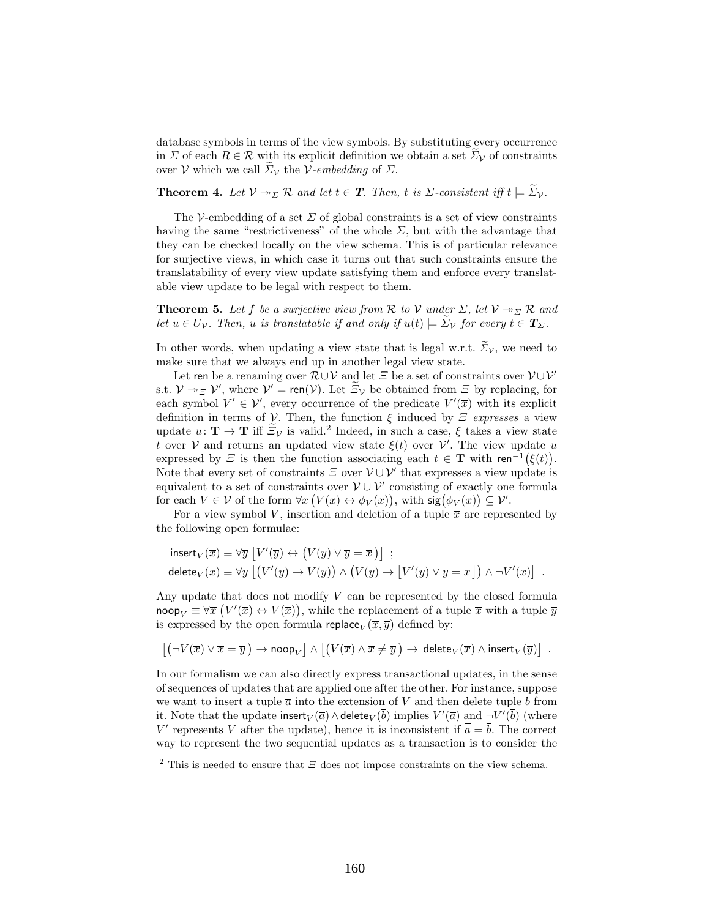database symbols in terms of the view symbols. By substituting every occurrence in $\Sigma$ of each $R \in \mathcal{R}$ with its explicit definition we obtain a set $\widetilde{\Sigma}_{\mathcal{V}}$ of constraints over $\mathcal{V}$ which we call $\widetilde{\Sigma}_{\mathcal{V}}$ the $\mathcal{V}$*-embedding* of $\Sigma$.

**Theorem 4.** *Let $\mathcal{V} \twoheadrightarrow_{\Sigma} \mathcal{R}$ and let $t \in \boldsymbol{T}$. Then, $t$ is $\Sigma$-consistent iff $t \models \widetilde{\Sigma}_{\mathcal{V}}$.*

The $\mathcal{V}$-embedding of a set $\Sigma$ of global constraints is a set of view constraints having the same "restrictiveness" of the whole $\Sigma$, but with the advantage that they can be checked locally on the view schema. This is of particular relevance for surjective views, in which case it turns out that such constraints ensure the translatability of every view update satisfying them and enforce every translatable view update to be legal with respect to them.

**Theorem 5.** *Let $f$ be a surjective view from $\mathcal{R}$ to $\mathcal{V}$ under $\Sigma$, let $\mathcal{V} \twoheadrightarrow_{\Sigma} \mathcal{R}$ and let $u \in U_{\mathcal{V}}$. Then, $u$ is translatable if and only if $u(t) \models \widetilde{\Sigma}_{\mathcal{V}}$ for every $t \in \boldsymbol{T}_{\Sigma}$.*

In other words, when updating a view state that is legal w.r.t. $\widetilde{\Sigma}_{\mathcal{V}}$, we need to make sure that we always end up in another legal view state.

Let $\mathsf{ren}$ be a renaming over $\mathcal{R} \cup \mathcal{V}$ and let $\Xi$ be a set of constraints over $\mathcal{V} \cup \mathcal{V}'$ s.t. $\mathcal{V} \twoheadrightarrow_{\Xi} \mathcal{V}'$, where $\mathcal{V}' = \mathsf{ren}(\mathcal{V})$. Let $\widetilde{\Xi}_{\mathcal{V}}$ be obtained from $\Xi$ by replacing, for each symbol $V' \in \mathcal{V}'$, every occurrence of the predicate $V'(\overline{x})$ with its explicit definition in terms of $\mathcal{V}$. Then, the function $\xi$ induced by $\Xi$ *expresses* a view update $u \colon \mathbf{T} \to \mathbf{T}$ iff $\widetilde{\Xi}_{\mathcal{V}}$ is valid.[2] Indeed, in such a case, $\xi$ takes a view state $t$ over $\mathcal{V}$ and returns an updated view state $\xi(t)$ over $\mathcal{V}'$. The view update $u$ expressed by $\Xi$ is then the function associating each $t \in \mathbf{T}$ with $\mathsf{ren}^{-1}\big(\xi(t)\big)$. Note that every set of constraints $\Xi$ over $\mathcal{V} \cup \mathcal{V}'$ that expresses a view update is equivalent to a set of constraints over $\mathcal{V} \cup \mathcal{V}'$ consisting of exactly one formula for each $V \in \mathcal{V}$ of the form $\forall \overline{x} \left(V(\overline{x}) \leftrightarrow \phi_V(\overline{x})\right)$, with $\mathsf{sig}\big(\phi_V(\overline{x})\big) \subseteq \mathcal{V}'$.

For a view symbol $V$, insertion and deletion of a tuple $\overline{x}$ are represented by the following open formulae:

$$
\begin{aligned}
&\mathsf{insert}_V(\overline{x}) \equiv \forall \overline{y} \left[V'(\overline{y}) \leftrightarrow \big(V(y) \lor \overline{y} = \overline{x}\,\big)\right] \ ; \\
&\mathsf{delete}_V(\overline{x}) \equiv \forall \overline{y} \left[\big(V'(\overline{y}) \to V(\overline{y})\big) \land \big(V(\overline{y}) \to \left[V'(\overline{y}) \lor \overline{y} = \overline{x}\,\right]\big) \land \neg V'(\overline{x})\right] \ .
\end{aligned}
$$

Any update that does not modify $V$ can be represented by the closed formula $\mathsf{noop}_V \equiv \forall \overline{x} \left(V'(\overline{x}) \leftrightarrow V(\overline{x})\right)$, while the replacement of a tuple $\overline{x}$ with a tuple $\overline{y}$ is expressed by the open formula $\mathsf{replace}_V(\overline{x}, \overline{y})$ defined by:

$$
\left[\big(\neg V(\overline{x}) \lor \overline{x} = \overline{y}\,\big) \to \mathsf{noop}_V\right] \land \left[\big(V(\overline{x}) \land \overline{x} \neq \overline{y}\,\big) \to \mathsf{delete}_V(\overline{x}) \land \mathsf{insert}_V(\overline{y})\right] \ .
$$

In our formalism we can also directly express transactional updates, in the sense of sequences of updates that are applied one after the other. For instance, suppose we want to insert a tuple $\overline{a}$ into the extension of $V$ and then delete tuple $\overline{b}$ from it. Note that the update $\mathsf{insert}_V(\overline{a}) \land \mathsf{delete}_V(\overline{b})$ implies $V'(\overline{a})$ and $\neg V'(\overline{b})$ (where $V'$ represents $V$ after the update), hence it is inconsistent if $\overline{a} = \overline{b}$. The correct way to represent the two sequential updates as a transaction is to consider the

[2] This is needed to ensure that $\Xi$ does not impose constraints on the view schema.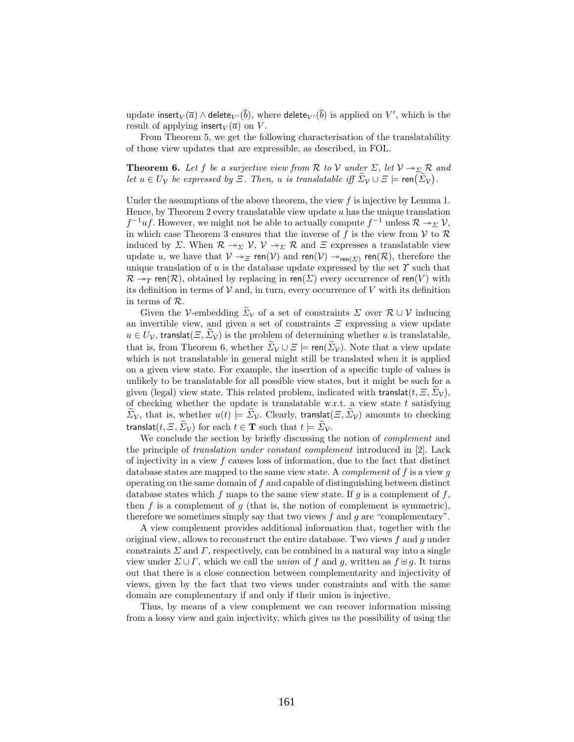update $\mathsf{insert}_V(\overline{a}) \wedge \mathsf{delete}_{V'}(\overline{b})$, where $\mathsf{delete}_{V'}(\overline{b})$ is applied on $V'$, which is the result of applying $\mathsf{insert}_V(\overline{a})$ on $V$.

From Theorem 5, we get the following characterisation of the translatability of those view updates that are expressible, as described, in FOL.

**Theorem 6.** *Let $f$ be a surjective view from $\mathcal{R}$ to $\mathcal{V}$ under $\Sigma$, let $\mathcal{V} \twoheadrightarrow_\Sigma \mathcal{R}$ and let $u \in U_\mathcal{V}$ be expressed by $\Xi$. Then, $u$ is translatable iff $\widetilde{\Sigma}_\mathcal{V} \cup \Xi \models \mathsf{ren}\big(\widetilde{\Sigma}_\mathcal{V}\big)$.*

Under the assumptions of the above theorem, the view $f$ is injective by Lemma 1. Hence, by Theorem 2 every translatable view update $u$ has the unique translation $f^{-1}uf$. However, we might not be able to actually compute $f^{-1}$ unless $\mathcal{R} \twoheadrightarrow_\Sigma \mathcal{V}$, in which case Theorem 3 ensures that the inverse of $f$ is the view from $\mathcal{V}$ to $\mathcal{R}$ induced by $\Sigma$. When $\mathcal{R} \twoheadrightarrow_\Sigma \mathcal{V}$, $\mathcal{V} \twoheadrightarrow_\Sigma \mathcal{R}$ and $\Xi$ expresses a translatable view update $u$, we have that $\mathcal{V} \twoheadrightarrow_\Xi \mathsf{ren}(\mathcal{V})$ and $\mathsf{ren}(\mathcal{V}) \twoheadrightarrow_{\mathsf{ren}(\Sigma)} \mathsf{ren}(\mathcal{R})$, therefore the unique translation of $u$ is the database update expressed by the set $\Upsilon$ such that $\mathcal{R} \twoheadrightarrow_\Upsilon \mathsf{ren}(\mathcal{R})$, obtained by replacing in $\mathsf{ren}(\Sigma)$ every occurrence of $\mathsf{ren}(V)$ with its definition in terms of $\mathcal{V}$ and, in turn, every occurrence of $V$ with its definition in terms of $\mathcal{R}$.

Given the $\mathcal{V}$-embedding $\widetilde{\Sigma}_\mathcal{V}$ of a set of constraints $\Sigma$ over $\mathcal{R} \cup \mathcal{V}$ inducing an invertible view, and given a set of constraints $\Xi$ expressing a view update $u \in U_\mathcal{V}$, $\mathsf{translat}(\Xi, \widetilde{\Sigma}_\mathcal{V})$ is the problem of determining whether $u$ is translatable, that is, from Theorem 6, whether $\widetilde{\Sigma}_\mathcal{V} \cup \Xi \models \mathsf{ren}(\widetilde{\Sigma}_\mathcal{V})$. Note that a view update which is not translatable in general might still be translated when it is applied on a given view state. For example, the insertion of a specific tuple of values is unlikely to be translatable for all possible view states, but it might be such for a given (legal) view state. This related problem, indicated with $\mathsf{translat}(t, \Xi, \widetilde{\Sigma}_\mathcal{V})$, of checking whether the update is translatable w.r.t. a view state $t$ satisfying $\widetilde{\Sigma}_\mathcal{V}$, that is, whether $u(t) \models \widetilde{\Sigma}_\mathcal{V}$. Clearly, $\mathsf{translat}(\Xi, \widetilde{\Sigma}_\mathcal{V})$ amounts to checking $\mathsf{translat}(t, \Xi, \widetilde{\Sigma}_\mathcal{V})$ for each $t \in \mathbf{T}$ such that $t \models \widetilde{\Sigma}_\mathcal{V}$.

We conclude the section by briefly discussing the notion of *complement* and the principle of *translation under constant complement* introduced in [2]. Lack of injectivity in a view $f$ causes loss of information, due to the fact that distinct database states are mapped to the same view state. A *complement* of $f$ is a view $g$ operating on the same domain of $f$ and capable of distinguishing between distinct database states which $f$ maps to the same view state. If $g$ is a complement of $f$, then $f$ is a complement of $g$ (that is, the notion of complement is symmetric), therefore we sometimes simply say that two views $f$ and $g$ are "complementary".

A view complement provides additional information that, together with the original view, allows to reconstruct the entire database. Two views $f$ and $g$ under constraints $\Sigma$ and $\Gamma$, respectively, can be combined in a natural way into a single view under $\Sigma \cup \Gamma$, which we call the *union* of $f$ and $g$, written as $f \uplus g$. It turns out that there is a close connection between complementarity and injectivity of views, given by the fact that two views under constraints and with the same domain are complementary if and only if their union is injective.

Thus, by means of a view complement we can recover information missing from a lossy view and gain injectivity, which gives us the possibility of using the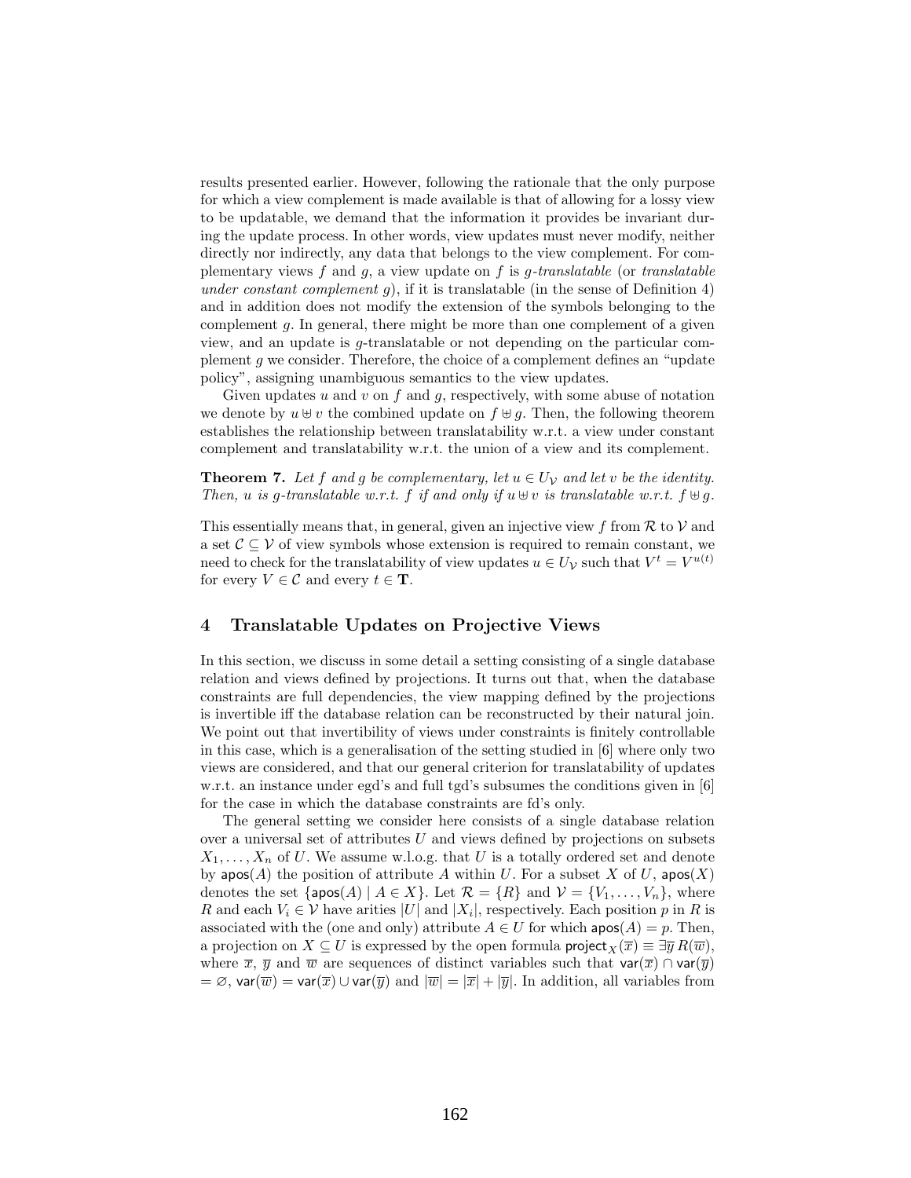results presented earlier. However, following the rationale that the only purpose for which a view complement is made available is that of allowing for a lossy view to be updatable, we demand that the information it provides be invariant during the update process. In other words, view updates must never modify, neither directly nor indirectly, any data that belongs to the view complement. For complementary views $f$ and $g$, a view update on $f$ is *$g$-translatable* (or *translatable under constant complement $g$*), if it is translatable (in the sense of Definition 4) and in addition does not modify the extension of the symbols belonging to the complement $g$. In general, there might be more than one complement of a given view, and an update is $g$-translatable or not depending on the particular complement $g$ we consider. Therefore, the choice of a complement defines an "update policy", assigning unambiguous semantics to the view updates.

Given updates $u$ and $v$ on $f$ and $g$, respectively, with some abuse of notation we denote by $u \uplus v$ the combined update on $f \uplus g$. Then, the following theorem establishes the relationship between translatability w.r.t. a view under constant complement and translatability w.r.t. the union of a view and its complement.

**Theorem 7.** *Let $f$ and $g$ be complementary, let $u \in U_{\mathcal{V}}$ and let $v$ be the identity. Then, $u$ is $g$-translatable w.r.t. $f$ if and only if $u \uplus v$ is translatable w.r.t. $f \uplus g$.*

This essentially means that, in general, given an injective view $f$ from $\mathcal{R}$ to $\mathcal{V}$ and a set $\mathcal{C} \subseteq \mathcal{V}$ of view symbols whose extension is required to remain constant, we need to check for the translatability of view updates $u \in U_{\mathcal{V}}$ such that $V^t = V^{u(t)}$ for every $V \in \mathcal{C}$ and every $t \in \mathbf{T}$.

## 4 Translatable Updates on Projective Views

In this section, we discuss in some detail a setting consisting of a single database relation and views defined by projections. It turns out that, when the database constraints are full dependencies, the view mapping defined by the projections is invertible iff the database relation can be reconstructed by their natural join. We point out that invertibility of views under constraints is finitely controllable in this case, which is a generalisation of the setting studied in [6] where only two views are considered, and that our general criterion for translatability of updates w.r.t. an instance under egd's and full tgd's subsumes the conditions given in [6] for the case in which the database constraints are fd's only.

The general setting we consider here consists of a single database relation over a universal set of attributes $U$ and views defined by projections on subsets $X_1, \ldots, X_n$ of $U$. We assume w.l.o.g. that $U$ is a totally ordered set and denote by $\mathsf{apos}(A)$ the position of attribute $A$ within $U$. For a subset $X$ of $U$, $\mathsf{apos}(X)$ denotes the set $\{\mathsf{apos}(A) \mid A \in X\}$. Let $\mathcal{R} = \{R\}$ and $\mathcal{V} = \{V_1, \ldots, V_n\}$, where $R$ and each $V_i \in \mathcal{V}$ have arities $|U|$ and $|X_i|$, respectively. Each position $p$ in $R$ is associated with the (one and only) attribute $A \in U$ for which $\mathsf{apos}(A) = p$. Then, a projection on $X \subseteq U$ is expressed by the open formula $\mathsf{project}_X(\overline{x}) \equiv \exists \overline{y}\, R(\overline{w})$, where $\overline{x}$, $\overline{y}$ and $\overline{w}$ are sequences of distinct variables such that $\mathsf{var}(\overline{x}) \cap \mathsf{var}(\overline{y}) = \varnothing$, $\mathsf{var}(\overline{w}) = \mathsf{var}(\overline{x}) \cup \mathsf{var}(\overline{y})$ and $|\overline{w}| = |\overline{x}| + |\overline{y}|$. In addition, all variables from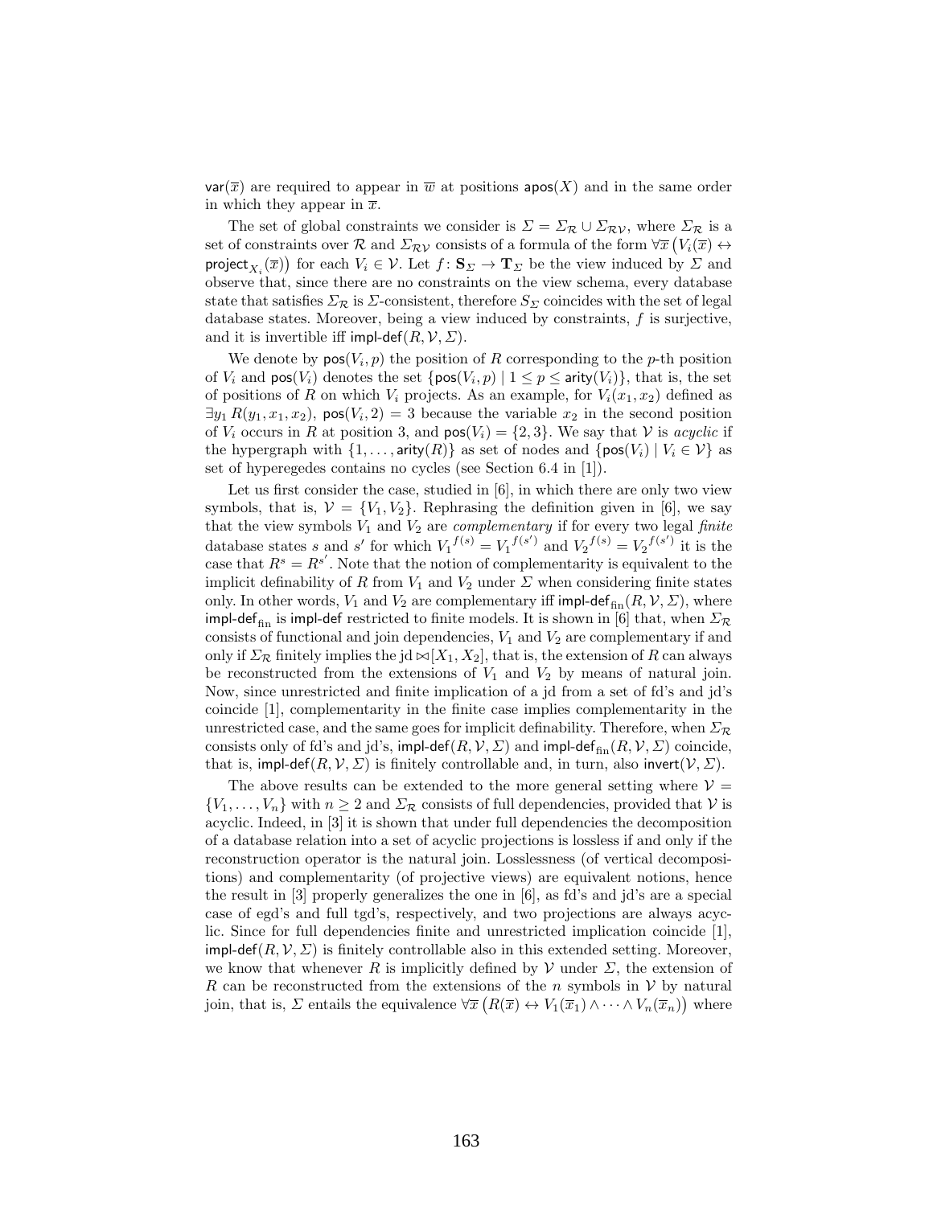$\mathsf{var}(\overline{x})$ are required to appear in $\overline{w}$ at positions $\mathsf{apos}(X)$ and in the same order in which they appear in $\overline{x}$.

The set of global constraints we consider is $\Sigma = \Sigma_{\mathcal{R}} \cup \Sigma_{\mathcal{RV}}$, where $\Sigma_{\mathcal{R}}$ is a set of constraints over $\mathcal{R}$ and $\Sigma_{\mathcal{RV}}$ consists of a formula of the form $\forall \overline{x} \left(V_i(\overline{x}) \leftrightarrow \mathsf{project}_{X_i}(\overline{x})\right)$ for each $V_i \in \mathcal{V}$. Let $f \colon \mathbf{S}_\Sigma \to \mathbf{T}_\Sigma$ be the view induced by $\Sigma$ and observe that, since there are no constraints on the view schema, every database state that satisfies $\Sigma_{\mathcal{R}}$ is $\Sigma$-consistent, therefore $S_\Sigma$ coincides with the set of legal database states. Moreover, being a view induced by constraints, $f$ is surjective, and it is invertible iff $\mathsf{impl\text{-}def}(R, \mathcal{V}, \Sigma)$.

We denote by $\mathsf{pos}(V_i, p)$ the position of $R$ corresponding to the $p$-th position of $V_i$ and $\mathsf{pos}(V_i)$ denotes the set $\{\mathsf{pos}(V_i, p) \mid 1 \leq p \leq \mathsf{arity}(V_i)\}$, that is, the set of positions of $R$ on which $V_i$ projects. As an example, for $V_i(x_1, x_2)$ defined as $\exists y_1\, R(y_1, x_1, x_2)$, $\mathsf{pos}(V_i, 2) = 3$ because the variable $x_2$ in the second position of $V_i$ occurs in $R$ at position 3, and $\mathsf{pos}(V_i) = \{2, 3\}$. We say that $\mathcal{V}$ is *acyclic* if the hypergraph with $\{1, \ldots, \mathsf{arity}(R)\}$ as set of nodes and $\{\mathsf{pos}(V_i) \mid V_i \in \mathcal{V}\}$ as set of hyperegedes contains no cycles (see Section 6.4 in [1]).

Let us first consider the case, studied in [6], in which there are only two view symbols, that is, $\mathcal{V} = \{V_1, V_2\}$. Rephrasing the definition given in [6], we say that the view symbols $V_1$ and $V_2$ are *complementary* if for every two legal *finite* database states $s$ and $s'$ for which ${V_1}^{f(s)} = {V_1}^{f(s')}$ and ${V_2}^{f(s)} = {V_2}^{f(s')}$ it is the case that $R^s = R^{s'}$. Note that the notion of complementarity is equivalent to the implicit definability of $R$ from $V_1$ and $V_2$ under $\Sigma$ when considering finite states only. In other words, $V_1$ and $V_2$ are complementary iff $\mathsf{impl\text{-}def}_{\mathrm{fin}}(R, \mathcal{V}, \Sigma)$, where $\mathsf{impl\text{-}def}_{\mathrm{fin}}$ is $\mathsf{impl\text{-}def}$ restricted to finite models. It is shown in [6] that, when $\Sigma_{\mathcal{R}}$ consists of functional and join dependencies, $V_1$ and $V_2$ are complementary if and only if $\Sigma_{\mathcal{R}}$ finitely implies the jd $\bowtie[X_1, X_2]$, that is, the extension of $R$ can always be reconstructed from the extensions of $V_1$ and $V_2$ by means of natural join. Now, since unrestricted and finite implication of a jd from a set of fd's and jd's coincide [1], complementarity in the finite case implies complementarity in the unrestricted case, and the same goes for implicit definability. Therefore, when $\Sigma_{\mathcal{R}}$ consists only of fd's and jd's, $\mathsf{impl\text{-}def}(R, \mathcal{V}, \Sigma)$ and $\mathsf{impl\text{-}def}_{\mathrm{fin}}(R, \mathcal{V}, \Sigma)$ coincide, that is, $\mathsf{impl\text{-}def}(R, \mathcal{V}, \Sigma)$ is finitely controllable and, in turn, also $\mathsf{invert}(\mathcal{V}, \Sigma)$.

The above results can be extended to the more general setting where $\mathcal{V} = \{V_1, \ldots, V_n\}$ with $n \geq 2$ and $\Sigma_{\mathcal{R}}$ consists of full dependencies, provided that $\mathcal{V}$ is acyclic. Indeed, in [3] it is shown that under full dependencies the decomposition of a database relation into a set of acyclic projections is lossless if and only if the reconstruction operator is the natural join. Losslessness (of vertical decompositions) and complementarity (of projective views) are equivalent notions, hence the result in [3] properly generalizes the one in [6], as fd's and jd's are a special case of egd's and full tgd's, respectively, and two projections are always acyclic. Since for full dependencies finite and unrestricted implication coincide [1], $\mathsf{impl\text{-}def}(R, \mathcal{V}, \Sigma)$ is finitely controllable also in this extended setting. Moreover, we know that whenever $R$ is implicitly defined by $\mathcal{V}$ under $\Sigma$, the extension of $R$ can be reconstructed from the extensions of the $n$ symbols in $\mathcal{V}$ by natural join, that is, $\Sigma$ entails the equivalence $\forall \overline{x} \left(R(\overline{x}) \leftrightarrow V_1(\overline{x}_1) \wedge \cdots \wedge V_n(\overline{x}_n)\right)$ where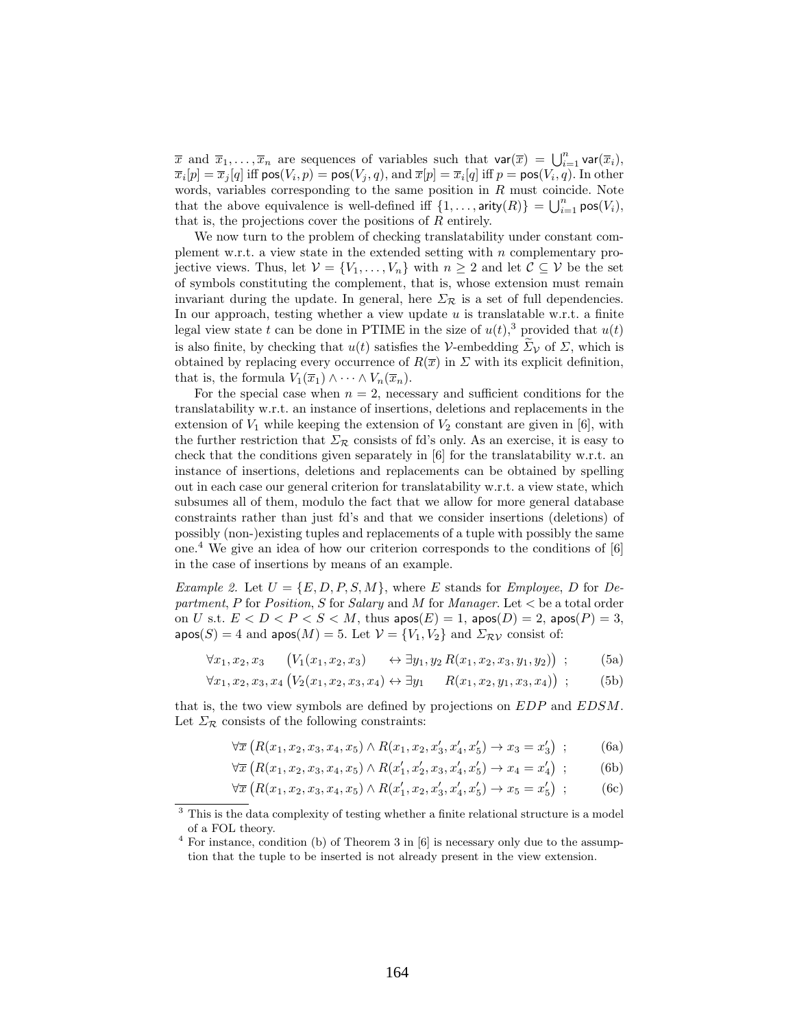$\overline{x}$ and $\overline{x}_1, \ldots, \overline{x}_n$ are sequences of variables such that $\mathsf{var}(\overline{x}) = \bigcup_{i=1}^{n} \mathsf{var}(\overline{x}_i)$, $\overline{x}_i[p] = \overline{x}_j[q]$ iff $\mathsf{pos}(V_i, p) = \mathsf{pos}(V_j, q)$, and $\overline{x}[p] = \overline{x}_i[q]$ iff $p = \mathsf{pos}(V_i, q)$. In other words, variables corresponding to the same position in $R$ must coincide. Note that the above equivalence is well-defined iff $\{1, \ldots, \mathsf{arity}(R)\} = \bigcup_{i=1}^{n} \mathsf{pos}(V_i)$, that is, the projections cover the positions of $R$ entirely.

We now turn to the problem of checking translatability under constant complement w.r.t. a view state in the extended setting with $n$ complementary projective views. Thus, let $\mathcal{V} = \{V_1, \ldots, V_n\}$ with $n \geq 2$ and let $\mathcal{C} \subseteq \mathcal{V}$ be the set of symbols constituting the complement, that is, whose extension must remain invariant during the update. In general, here $\Sigma_{\mathcal{R}}$ is a set of full dependencies. In our approach, testing whether a view update $u$ is translatable w.r.t. a finite legal view state $t$ can be done in PTIME in the size of $u(t)$,[3] provided that $u(t)$ is also finite, by checking that $u(t)$ satisfies the $\mathcal{V}$-embedding $\widetilde{\Sigma}_{\mathcal{V}}$ of $\Sigma$, which is obtained by replacing every occurrence of $R(\overline{x})$ in $\Sigma$ with its explicit definition, that is, the formula $V_1(\overline{x}_1) \wedge \cdots \wedge V_n(\overline{x}_n)$.

For the special case when $n = 2$, necessary and sufficient conditions for the translatability w.r.t. an instance of insertions, deletions and replacements in the extension of $V_1$ while keeping the extension of $V_2$ constant are given in [6], with the further restriction that $\Sigma_{\mathcal{R}}$ consists of fd's only. As an exercise, it is easy to check that the conditions given separately in [6] for the translatability w.r.t. an instance of insertions, deletions and replacements can be obtained by spelling out in each case our general criterion for translatability w.r.t. a view state, which subsumes all of them, modulo the fact that we allow for more general database constraints rather than just fd's and that we consider insertions (deletions) of possibly (non-)existing tuples and replacements of a tuple with possibly the same one.[4] We give an idea of how our criterion corresponds to the conditions of [6] in the case of insertions by means of an example.

*Example 2.* Let $U = \{E, D, P, S, M\}$, where $E$ stands for *Employee*, $D$ for *Department*, $P$ for *Position*, $S$ for *Salary* and $M$ for *Manager*. Let $<$ be a total order on $U$ s.t. $E < D < P < S < M$, thus $\mathsf{apos}(E) = 1$, $\mathsf{apos}(D) = 2$, $\mathsf{apos}(P) = 3$, $\mathsf{apos}(S) = 4$ and $\mathsf{apos}(M) = 5$. Let $\mathcal{V} = \{V_1, V_2\}$ and $\Sigma_{\mathcal{RV}}$ consist of:

$$\forall x_1, x_2, x_3 \quad \big(V_1(x_1, x_2, x_3) \quad \leftrightarrow \exists y_1, y_2 \, R(x_1, x_2, x_3, y_1, y_2)\big) \;; \tag{5a}$$

$$\forall x_1, x_2, x_3, x_4 \, \big(V_2(x_1, x_2, x_3, x_4) \leftrightarrow \exists y_1 \quad R(x_1, x_2, y_1, x_3, x_4)\big) \;; \tag{5b}$$

that is, the two view symbols are defined by projections on $EDP$ and $EDSM$. Let $\Sigma_{\mathcal{R}}$ consists of the following constraints:

$$\forall \overline{x} \, \big(R(x_1, x_2, x_3, x_4, x_5) \wedge R(x_1, x_2, x_3', x_4', x_5') \rightarrow x_3 = x_3'\big) \;; \tag{6a}$$

$$\forall \overline{x} \, \big(R(x_1, x_2, x_3, x_4, x_5) \wedge R(x_1', x_2', x_3, x_4', x_5') \rightarrow x_4 = x_4'\big) \;; \tag{6b}$$

$$\forall \overline{x} \, \big(R(x_1, x_2, x_3, x_4, x_5) \wedge R(x_1', x_2, x_3', x_4', x_5') \rightarrow x_5 = x_5'\big) \;; \tag{6c}$$

---

[3] This is the data complexity of testing whether a finite relational structure is a model of a FOL theory.

[4] For instance, condition (b) of Theorem 3 in [6] is necessary only due to the assumption that the tuple to be inserted is not already present in the view extension.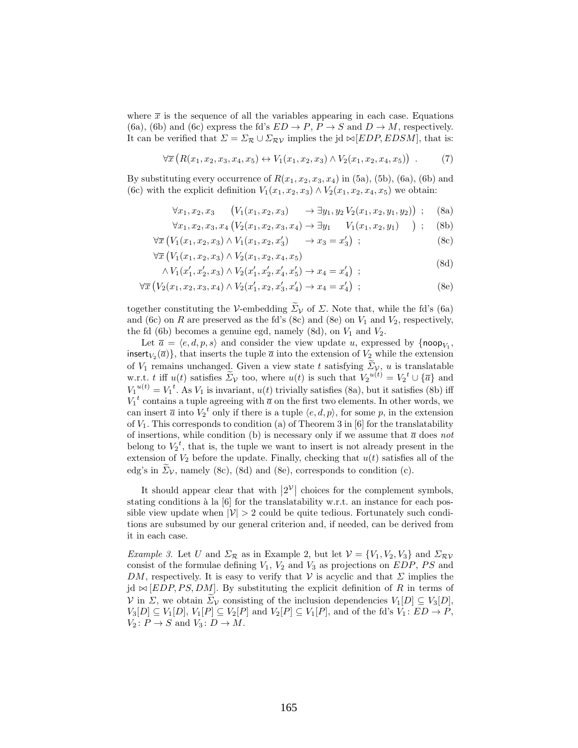where $\overline{x}$ is the sequence of all the variables appearing in each case. Equations (6a), (6b) and (6c) express the fd's $ED \to P$, $P \to S$ and $D \to M$, respectively. It can be verified that $\Sigma = \Sigma_{\mathcal{R}} \cup \Sigma_{\mathcal{RV}}$ implies the jd $\bowtie[EDP, EDSM]$, that is:

$$\forall \overline{x} \left( R(x_1, x_2, x_3, x_4, x_5) \leftrightarrow V_1(x_1, x_2, x_3) \wedge V_2(x_1, x_2, x_4, x_5) \right) . \tag{7}$$

By substituting every occurrence of $R(x_1, x_2, x_3, x_4)$ in (5a), (5b), (6a), (6b) and (6c) with the explicit definition $V_1(x_1, x_2, x_3) \wedge V_2(x_1, x_2, x_4, x_5)$ we obtain:

$$\forall x_1, x_2, x_3 \quad \left( V_1(x_1, x_2, x_3) \quad \to \exists y_1, y_2 \, V_2(x_1, x_2, y_1, y_2) \right) \; ; \tag{8a}$$

$$\forall x_1, x_2, x_3, x_4 \left( V_2(x_1, x_2, x_3, x_4) \to \exists y_1 \quad V_1(x_1, x_2, y_1) \quad \right) \; ; \tag{8b}$$

$$\forall \overline{x} \left( V_1(x_1, x_2, x_3) \wedge V_1(x_1, x_2, x_3') \quad \to x_3 = x_3' \right) \; ; \tag{8c}$$

$$\begin{aligned} \forall \overline{x} \big( & V_1(x_1, x_2, x_3) \wedge V_2(x_1, x_2, x_4, x_5) \\ & \wedge V_1(x_1', x_2', x_3) \wedge V_2(x_1', x_2', x_4', x_5') \to x_4 = x_4' \big) \; ; \end{aligned} \tag{8d}$$

$$\forall \overline{x} \left( V_2(x_1, x_2, x_3, x_4) \wedge V_2(x_1', x_2', x_3', x_4') \to x_4 = x_4' \right) \; ; \tag{8e}$$

together constituting the $\mathcal{V}$-embedding $\widetilde{\Sigma}_{\mathcal{V}}$ of $\Sigma$. Note that, while the fd's (6a) and (6c) on $R$ are preserved as the fd's (8c) and (8e) on $V_1$ and $V_2$, respectively, the fd (6b) becomes a genuine egd, namely (8d), on $V_1$ and $V_2$.

Let $\overline{a} = \langle e, d, p, s \rangle$ and consider the view update $u$, expressed by $\{\mathsf{noop}_{V_1}, \mathsf{insert}_{V_2}(\overline{a})\}$, that inserts the tuple $\overline{a}$ into the extension of $V_2$ while the extension of $V_1$ remains unchanged. Given a view state $t$ satisfying $\widetilde{\Sigma}_{\mathcal{V}}$, $u$ is translatable w.r.t. $t$ iff $u(t)$ satisfies $\widetilde{\Sigma}_{\mathcal{V}}$ too, where $u(t)$ is such that ${V_2}^{u(t)} = {V_2}^t \cup \{\overline{a}\}$ and ${V_1}^{u(t)} = {V_1}^t$. As $V_1$ is invariant, $u(t)$ trivially satisfies (8a), but it satisfies (8b) iff ${V_1}^t$ contains a tuple agreeing with $\overline{a}$ on the first two elements. In other words, we can insert $\overline{a}$ into ${V_2}^t$ only if there is a tuple $\langle e, d, p \rangle$, for some $p$, in the extension of $V_1$. This corresponds to condition (a) of Theorem 3 in [6] for the translatability of insertions, while condition (b) is necessary only if we assume that $\overline{a}$ does *not* belong to ${V_2}^t$, that is, the tuple we want to insert is not already present in the extension of $V_2$ before the update. Finally, checking that $u(t)$ satisfies all of the edg's in $\widetilde{\Sigma}_{\mathcal{V}}$, namely (8c), (8d) and (8e), corresponds to condition (c).

It should appear clear that with $\left|2^{\mathcal{V}}\right|$ choices for the complement symbols, stating conditions à la [6] for the translatability w.r.t. an instance for each possible view update when $|\mathcal{V}| > 2$ could be quite tedious. Fortunately such conditions are subsumed by our general criterion and, if needed, can be derived from it in each case.

*Example 3.* Let $U$ and $\Sigma_{\mathcal{R}}$ as in Example 2, but let $\mathcal{V} = \{V_1, V_2, V_3\}$ and $\Sigma_{\mathcal{RV}}$ consist of the formulae defining $V_1$, $V_2$ and $V_3$ as projections on $EDP$, $PS$ and $DM$, respectively. It is easy to verify that $\mathcal{V}$ is acyclic and that $\Sigma$ implies the jd $\bowtie[EDP, PS, DM]$. By substituting the explicit definition of $R$ in terms of $\mathcal{V}$ in $\Sigma$, we obtain $\widetilde{\Sigma}_{\mathcal{V}}$ consisting of the inclusion dependencies $V_1[D] \subseteq V_3[D]$, $V_3[D] \subseteq V_1[D]$, $V_1[P] \subseteq V_2[P]$ and $V_2[P] \subseteq V_1[P]$, and of the fd's $V_1 \colon ED \to P$, $V_2 \colon P \to S$ and $V_3 \colon D \to M$.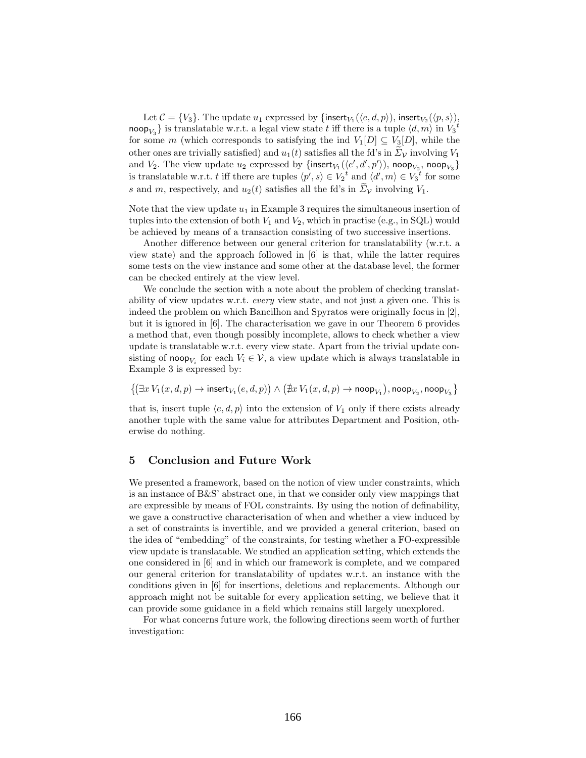Let $\mathcal{C} = \{V_3\}$. The update $u_1$ expressed by $\{\mathsf{insert}_{V_1}(\langle e, d, p\rangle), \mathsf{insert}_{V_2}(\langle p, s\rangle), \mathsf{noop}_{V_3}\}$ is translatable w.r.t. a legal view state $t$ iff there is a tuple $\langle d, m\rangle$ in ${V_3}^t$ for some $m$ (which corresponds to satisfying the ind $V_1[D] \subseteq V_3[D]$, while the other ones are trivially satisfied) and $u_1(t)$ satisfies all the fd's in $\widetilde{\Sigma}_\mathcal{V}$ involving $V_1$ and $V_2$. The view update $u_2$ expressed by $\{\mathsf{insert}_{V_1}(\langle e', d', p'\rangle), \mathsf{noop}_{V_2}, \mathsf{noop}_{V_3}\}$ is translatable w.r.t. $t$ iff there are tuples $\langle p', s\rangle \in {V_2}^t$ and $\langle d', m\rangle \in {V_3}^t$ for some $s$ and $m$, respectively, and $u_2(t)$ satisfies all the fd's in $\widetilde{\Sigma}_\mathcal{V}$ involving $V_1$.

Note that the view update $u_1$ in Example 3 requires the simultaneous insertion of tuples into the extension of both $V_1$ and $V_2$, which in practise (e.g., in SQL) would be achieved by means of a transaction consisting of two successive insertions.

Another difference between our general criterion for translatability (w.r.t. a view state) and the approach followed in [6] is that, while the latter requires some tests on the view instance and some other at the database level, the former can be checked entirely at the view level.

We conclude the section with a note about the problem of checking translatability of view updates w.r.t. *every* view state, and not just a given one. This is indeed the problem on which Bancilhon and Spyratos were originally focus in [2], but it is ignored in [6]. The characterisation we gave in our Theorem 6 provides a method that, even though possibly incomplete, allows to check whether a view update is translatable w.r.t. every view state. Apart from the trivial update consisting of $\mathsf{noop}_{V_i}$ for each $V_i \in \mathcal{V}$, a view update which is always translatable in Example 3 is expressed by:

$$\left\{\left(\exists x\, V_1(x, d, p) \rightarrow \mathsf{insert}_{V_1}(e, d, p)\right) \wedge \left(\nexists x\, V_1(x, d, p) \rightarrow \mathsf{noop}_{V_1}\right), \mathsf{noop}_{V_2}, \mathsf{noop}_{V_3}\right\}$$

that is, insert tuple $\langle e, d, p\rangle$ into the extension of $V_1$ only if there exists already another tuple with the same value for attributes Department and Position, otherwise do nothing.

## 5 Conclusion and Future Work

We presented a framework, based on the notion of view under constraints, which is an instance of B&S' abstract one, in that we consider only view mappings that are expressible by means of FOL constraints. By using the notion of definability, we gave a constructive characterisation of when and whether a view induced by a set of constraints is invertible, and we provided a general criterion, based on the idea of "embedding" of the constraints, for testing whether a FO-expressible view update is translatable. We studied an application setting, which extends the one considered in [6] and in which our framework is complete, and we compared our general criterion for translatability of updates w.r.t. an instance with the conditions given in [6] for insertions, deletions and replacements. Although our approach might not be suitable for every application setting, we believe that it can provide some guidance in a field which remains still largely unexplored.

For what concerns future work, the following directions seem worth of further investigation: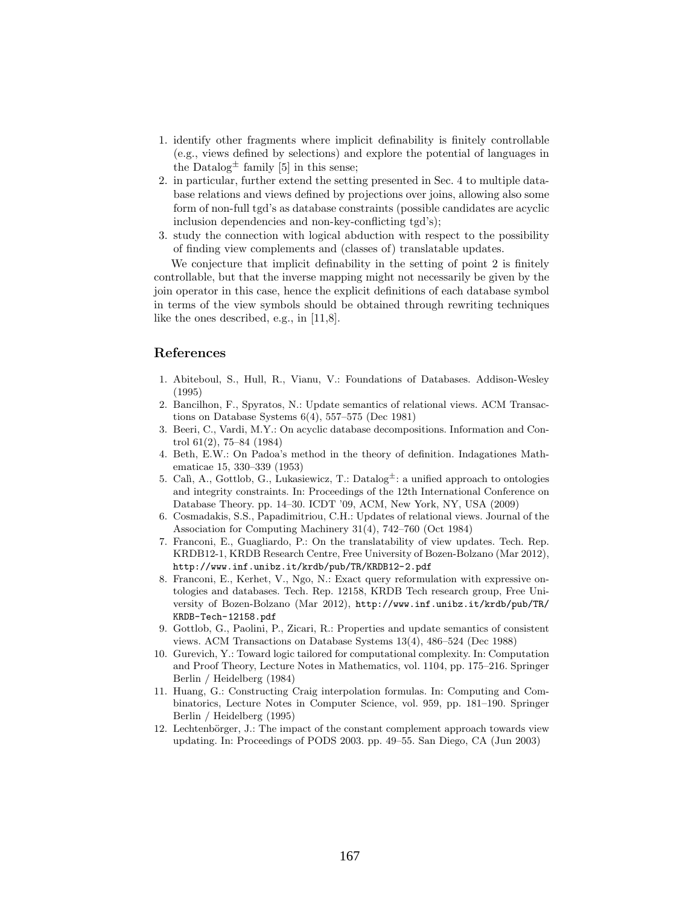1. identify other fragments where implicit definability is finitely controllable (e.g., views defined by selections) and explore the potential of languages in the Datalog$^{\pm}$ family [5] in this sense;
2. in particular, further extend the setting presented in Sec. 4 to multiple database relations and views defined by projections over joins, allowing also some form of non-full tgd's as database constraints (possible candidates are acyclic inclusion dependencies and non-key-conflicting tgd's);
3. study the connection with logical abduction with respect to the possibility of finding view complements and (classes of) translatable updates.

We conjecture that implicit definability in the setting of point 2 is finitely controllable, but that the inverse mapping might not necessarily be given by the join operator in this case, hence the explicit definitions of each database symbol in terms of the view symbols should be obtained through rewriting techniques like the ones described, e.g., in [11,8].

## References

1. Abiteboul, S., Hull, R., Vianu, V.: Foundations of Databases. Addison-Wesley (1995)
2. Bancilhon, F., Spyratos, N.: Update semantics of relational views. ACM Transactions on Database Systems 6(4), 557–575 (Dec 1981)
3. Beeri, C., Vardi, M.Y.: On acyclic database decompositions. Information and Control 61(2), 75–84 (1984)
4. Beth, E.W.: On Padoa's method in the theory of definition. Indagationes Mathematicae 15, 330–339 (1953)
5. Calì, A., Gottlob, G., Lukasiewicz, T.: Datalog$^{\pm}$: a unified approach to ontologies and integrity constraints. In: Proceedings of the 12th International Conference on Database Theory. pp. 14–30. ICDT '09, ACM, New York, NY, USA (2009)
6. Cosmadakis, S.S., Papadimitriou, C.H.: Updates of relational views. Journal of the Association for Computing Machinery 31(4), 742–760 (Oct 1984)
7. Franconi, E., Guagliardo, P.: On the translatability of view updates. Tech. Rep. KRDB12-1, KRDB Research Centre, Free University of Bozen-Bolzano (Mar 2012), `http://www.inf.unibz.it/krdb/pub/TR/KRDB12-2.pdf`
8. Franconi, E., Kerhet, V., Ngo, N.: Exact query reformulation with expressive ontologies and databases. Tech. Rep. 12158, KRDB Tech research group, Free University of Bozen-Bolzano (Mar 2012), `http://www.inf.unibz.it/krdb/pub/TR/KRDB-Tech-12158.pdf`
9. Gottlob, G., Paolini, P., Zicari, R.: Properties and update semantics of consistent views. ACM Transactions on Database Systems 13(4), 486–524 (Dec 1988)
10. Gurevich, Y.: Toward logic tailored for computational complexity. In: Computation and Proof Theory, Lecture Notes in Mathematics, vol. 1104, pp. 175–216. Springer Berlin / Heidelberg (1984)
11. Huang, G.: Constructing Craig interpolation formulas. In: Computing and Combinatorics, Lecture Notes in Computer Science, vol. 959, pp. 181–190. Springer Berlin / Heidelberg (1995)
12. Lechtenbörger, J.: The impact of the constant complement approach towards view updating. In: Proceedings of PODS 2003. pp. 49–55. San Diego, CA (Jun 2003)